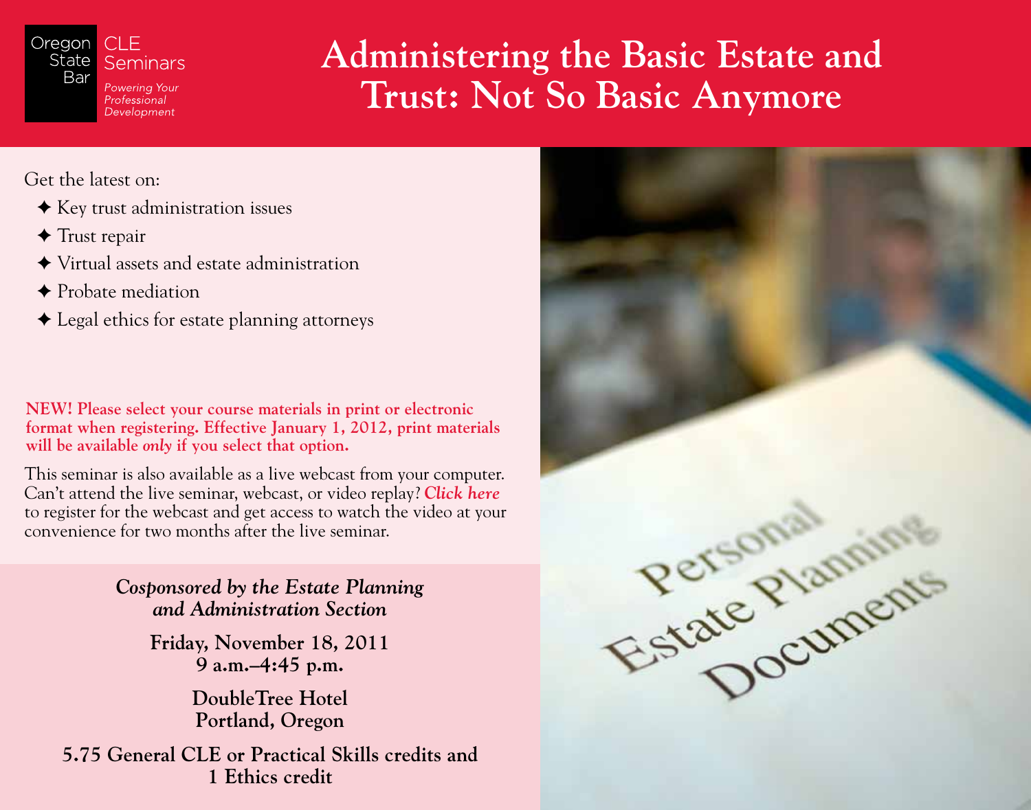Oregon State Bar CLE Seminars

*Powering Your Professional Development*

# Administering the Basic Estate and Trust: Not So Basic Anymore

Get the latest on:

- ✦ Key trust administration issues
- ✦ Trust repair
- ✦ Virtual assets and estate administration
- ✦ Probate mediation
- ✦ Legal ethics for estate planning attorneys

**NEW! Please select your course materials in print or electronic format when registering. Effective January 1, 2012, print materials will be available *only* if you select that option.**

This seminar is also available as a live webcast from your computer. Can't attend the live seminar, webcast, or video replay? ***Click here*** to register for the webcast and get access to watch the video at your convenience for two months after the live seminar.

***Cosponsored by the Estate Planning and Administration Section***

**Friday, November 18, 2011**
**9 a.m.–4:45 p.m.**

**DoubleTree Hotel**
**Portland, Oregon**

**5.75 General CLE or Practical Skills credits and 1 Ethics credit**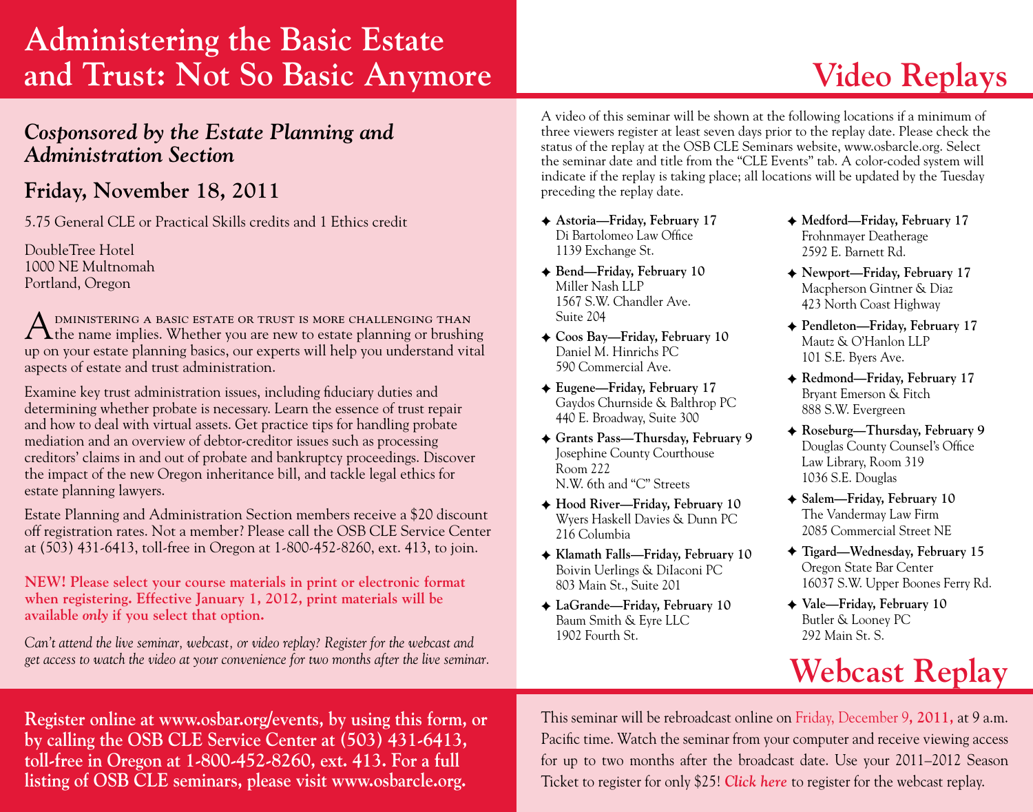# Administering the Basic Estate and Trust: Not So Basic Anymore

### *Cosponsored by the Estate Planning and Administration Section*

## Friday, November 18, 2011

5.75 General CLE or Practical Skills credits and 1 Ethics credit

DoubleTree Hotel
1000 NE Multnomah
Portland, Oregon

Administering a basic estate or trust is more challenging than the name implies. Whether you are new to estate planning or brushing up on your estate planning basics, our experts will help you understand vital aspects of estate and trust administration.

Examine key trust administration issues, including fiduciary duties and determining whether probate is necessary. Learn the essence of trust repair and how to deal with virtual assets. Get practice tips for handling probate mediation and an overview of debtor-creditor issues such as processing creditors' claims in and out of probate and bankruptcy proceedings. Discover the impact of the new Oregon inheritance bill, and tackle legal ethics for estate planning lawyers.

Estate Planning and Administration Section members receive a $20 discount off registration rates. Not a member? Please call the OSB CLE Service Center at (503) 431-6413, toll-free in Oregon at 1-800-452-8260, ext. 413, to join.

**NEW! Please select your course materials in print or electronic format when registering. Effective January 1, 2012, print materials will be available *only* if you select that option.**

*Can't attend the live seminar, webcast, or video replay? Register for the webcast and get access to watch the video at your convenience for two months after the live seminar.*

**Register online at www.osbar.org/events, by using this form, or by calling the OSB CLE Service Center at (503) 431-6413, toll-free in Oregon at 1-800-452-8260, ext. 413. For a full listing of OSB CLE seminars, please visit www.osbarcle.org.**

# Video Replays

A video of this seminar will be shown at the following locations if a minimum of three viewers register at least seven days prior to the replay date. Please check the status of the replay at the OSB CLE Seminars website, www.osbarcle.org. Select the seminar date and title from the "CLE Events" tab. A color-coded system will indicate if the replay is taking place; all locations will be updated by the Tuesday preceding the replay date.

- **Astoria—Friday, February 17**
  Di Bartolomeo Law Office
  1139 Exchange St.
- **Bend—Friday, February 10**
  Miller Nash LLP
  1567 S.W. Chandler Ave.
  Suite 204
- **Coos Bay—Friday, February 10**
  Daniel M. Hinrichs PC
  590 Commercial Ave.
- **Eugene—Friday, February 17**
  Gaydos Churnside & Balthrop PC
  440 E. Broadway, Suite 300
- **Grants Pass—Thursday, February 9**
  Josephine County Courthouse
  Room 222
  N.W. 6th and "C" Streets
- **Hood River—Friday, February 10**
  Wyers Haskell Davies & Dunn PC
  216 Columbia
- **Klamath Falls—Friday, February 10**
  Boivin Uerlings & DiIaconi PC
  803 Main St., Suite 201
- **LaGrande—Friday, February 10**
  Baum Smith & Eyre LLC
  1902 Fourth St.
- **Medford—Friday, February 17**
  Frohnmayer Deatherage
  2592 E. Barnett Rd.
- **Newport—Friday, February 17**
  Macpherson Gintner & Diaz
  423 North Coast Highway
- **Pendleton—Friday, February 17**
  Mautz & O'Hanlon LLP
  101 S.E. Byers Ave.
- **Redmond—Friday, February 17**
  Bryant Emerson & Fitch
  888 S.W. Evergreen
- **Roseburg—Thursday, February 9**
  Douglas County Counsel's Office
  Law Library, Room 319
  1036 S.E. Douglas
- **Salem—Friday, February 10**
  The Vandermay Law Firm
  2085 Commercial Street NE
- **Tigard—Wednesday, February 15**
  Oregon State Bar Center
  16037 S.W. Upper Boones Ferry Rd.
- **Vale—Friday, February 10**
  Butler & Looney PC
  292 Main St. S.

# Webcast Replay

This seminar will be rebroadcast online on Friday, December 9, 2011, at 9 a.m. Pacific time. Watch the seminar from your computer and receive viewing access for up to two months after the broadcast date. Use your 2011–2012 Season Ticket to register for only $25! ***Click here*** to register for the webcast replay.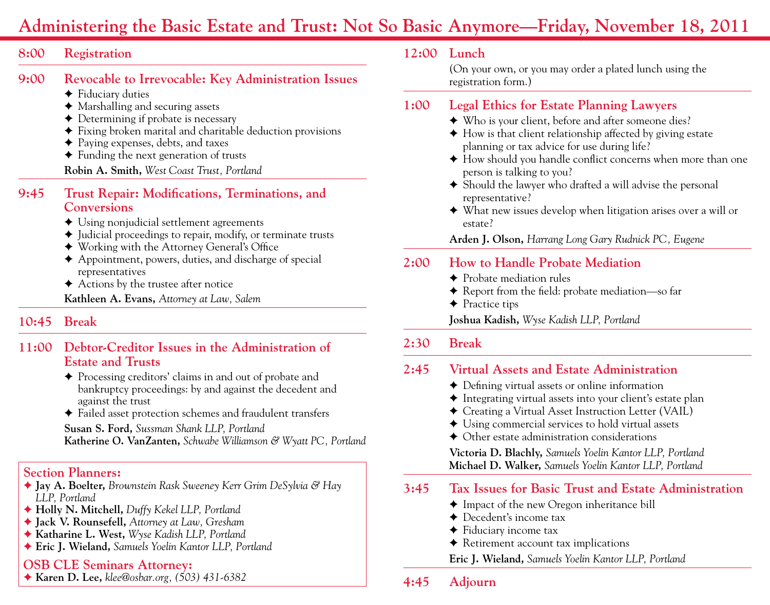# Administering the Basic Estate and Trust: Not So Basic Anymore—Friday, November 18, 2011

## 8:00 Registration

## 9:00 Revocable to Irrevocable: Key Administration Issues

- Fiduciary duties
- Marshalling and securing assets
- Determining if probate is necessary
- Fixing broken marital and charitable deduction provisions
- Paying expenses, debts, and taxes
- Funding the next generation of trusts

**Robin A. Smith,** *West Coast Trust, Portland*

## 9:45 Trust Repair: Modifications, Terminations, and Conversions

- Using nonjudicial settlement agreements
- Judicial proceedings to repair, modify, or terminate trusts
- Working with the Attorney General's Office
- Appointment, powers, duties, and discharge of special representatives
- Actions by the trustee after notice

**Kathleen A. Evans,** *Attorney at Law, Salem*

## 10:45 Break

## 11:00 Debtor-Creditor Issues in the Administration of Estate and Trusts

- Processing creditors' claims in and out of probate and bankruptcy proceedings: by and against the decedent and against the trust
- Failed asset protection schemes and fraudulent transfers

**Susan S. Ford,** *Sussman Shank LLP, Portland*
**Katherine O. VanZanten,** *Schwabe Williamson & Wyatt PC, Portland*

### Section Planners:

- **Jay A. Boelter,** *Brownstein Rask Sweeney Kerr Grim DeSylvia & Hay LLP, Portland*
- **Holly N. Mitchell,** *Duffy Kekel LLP, Portland*
- **Jack V. Rounsefell,** *Attorney at Law, Gresham*
- **Katharine L. West,** *Wyse Kadish LLP, Portland*
- **Eric J. Wieland,** *Samuels Yoelin Kantor LLP, Portland*

### OSB CLE Seminars Attorney:

- **Karen D. Lee,** *klee@osbar.org, (503) 431-6382*

## 12:00 Lunch

(On your own, or you may order a plated lunch using the registration form.)

## 1:00 Legal Ethics for Estate Planning Lawyers

- Who is your client, before and after someone dies?
- How is that client relationship affected by giving estate planning or tax advice for use during life?
- How should you handle conflict concerns when more than one person is talking to you?
- Should the lawyer who drafted a will advise the personal representative?
- What new issues develop when litigation arises over a will or estate?

**Arden J. Olson,** *Harrang Long Gary Rudnick PC, Eugene*

## 2:00 How to Handle Probate Mediation

- Probate mediation rules
- Report from the field: probate mediation—so far
- Practice tips

**Joshua Kadish,** *Wyse Kadish LLP, Portland*

## 2:30 Break

## 2:45 Virtual Assets and Estate Administration

- Defining virtual assets or online information
- Integrating virtual assets into your client's estate plan
- Creating a Virtual Asset Instruction Letter (VAIL)
- Using commercial services to hold virtual assets
- Other estate administration considerations

**Victoria D. Blachly,** *Samuels Yoelin Kantor LLP, Portland*
**Michael D. Walker,** *Samuels Yoelin Kantor LLP, Portland*

## 3:45 Tax Issues for Basic Trust and Estate Administration

- Impact of the new Oregon inheritance bill
- Decedent's income tax
- Fiduciary income tax
- Retirement account tax implications

**Eric J. Wieland,** *Samuels Yoelin Kantor LLP, Portland*

## 4:45 Adjourn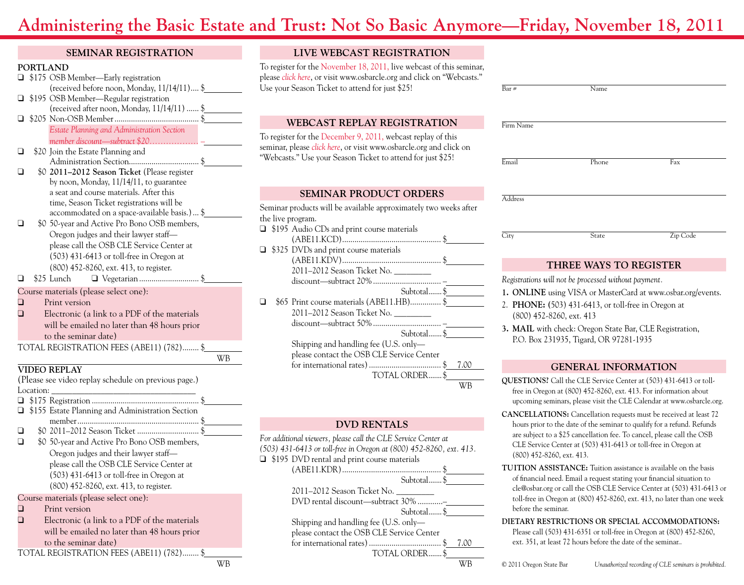# Administering the Basic Estate and Trust: Not So Basic Anymore—Friday, November 18, 2011

## SEMINAR REGISTRATION

**PORTLAND**

- ❑ $175 OSB Member—Early registration (received before noon, Monday, 11/14/11).... $_________
- ❑ $195 OSB Member—Regular registration (received after noon, Monday, 11/14/11) ...... $_________
- ❑ $205 Non-OSB Member ......................................... $_________
  *Estate Planning and Administration Section member discount—subtract $20.................* –_________
- ❑ $20 Join the Estate Planning and Administration Section.................................. $_________
- ❑ $0 **2011–2012 Season Ticket** (Please register by noon, Monday, 11/14/11, to guarantee a seat and course materials. After this time, Season Ticket registrations will be accommodated on a space-available basis.) ... $_________
- ❑ $0 50-year and Active Pro Bono OSB members, Oregon judges and their lawyer staff—please call the OSB CLE Service Center at (503) 431-6413 or toll-free in Oregon at (800) 452-8260, ext. 413, to register.
- ❑ $25 Lunch ❑ Vegetarian ............................. $_________

Course materials (please select one):

- ❑ Print version
- ❑ Electronic (a link to a PDF of the materials will be emailed no later than 48 hours prior to the seminar date)

TOTAL REGISTRATION FEES (ABE11) (782)........ $_________

WB

**VIDEO REPLAY**

(Please see video replay schedule on previous page.)

Location: ___________________________________

- ❑ $175 Registration .................................................... $_________
- ❑ $155 Estate Planning and Administration Section member.......................................................... $_________
- ❑ $0 2011–2012 Season Ticket .............................. $_________
- ❑ $0 50-year and Active Pro Bono OSB members, Oregon judges and their lawyer staff—please call the OSB CLE Service Center at (503) 431-6413 or toll-free in Oregon at (800) 452-8260, ext. 413, to register.

Course materials (please select one):

- ❑ Print version
- ❑ Electronic (a link to a PDF of the materials will be emailed no later than 48 hours prior to the seminar date)

TOTAL REGISTRATION FEES (ABE11) (782)........ $_________

WB

## LIVE WEBCAST REGISTRATION

To register for the November 18, 2011, live webcast of this seminar, please *click here*, or visit www.osbarcle.org and click on "Webcasts." Use your Season Ticket to attend for just $25!

## WEBCAST REPLAY REGISTRATION

To register for the December 9, 2011, webcast replay of this seminar, please *click here*, or visit www.osbarcle.org and click on "Webcasts." Use your Season Ticket to attend for just $25!

## SEMINAR PRODUCT ORDERS

Seminar products will be available approximately two weeks after the live program.

- ❑ $195 Audio CDs and print course materials (ABE11.KCD)................................................ $_________
- ❑ $325 DVDs and print course materials (ABE11.KDV)................................................ $_________
  2011–2012 Season Ticket No. _________ discount—subtract 20% ................................. –_________
  Subtotal....... $_________
- ❑ $65 Print course materials (ABE11.HB)............... $_________
  2011–2012 Season Ticket No. _________ discount—subtract 50% ................................. –_________
  Subtotal....... $_________

Shipping and handling fee (U.S. only—please contact the OSB CLE Service Center for international rates) .................................. $ 7.00

TOTAL ORDER....... $_________

WB

## DVD RENTALS

*For additional viewers, please call the CLE Service Center at (503) 431-6413 or toll-free in Oregon at (800) 452-8260, ext. 413.*

- ❑ $195 DVD rental and print course materials (ABE11.KDR)................................................ $_________
  Subtotal....... $_________
  2011–2012 Season Ticket No. _________ DVD rental discount—subtract 30% ............–_________
  Subtotal....... $_________

Shipping and handling fee (U.S. only—please contact the OSB CLE Service Center for international rates) .................................. $ 7.00

TOTAL ORDER....... $_________

WB

Bar # ____________ Name ____________________________

Firm Name ____________________________

Email ____________ Phone ____________ Fax ____________

Address ____________________________

City ____________ State ____________ Zip Code ____________

## THREE WAYS TO REGISTER

*Registrations will not be processed without payment.*

1. **ONLINE** using VISA or MasterCard at www.osbar.org/events.
2. **PHONE:** (503) 431-6413, or toll-free in Oregon at (800) 452-8260, ext. 413
3. **MAIL** with check: Oregon State Bar, CLE Registration, P.O. Box 231935, Tigard, OR 97281-1935

## GENERAL INFORMATION

**QUESTIONS?** Call the CLE Service Center at (503) 431-6413 or toll-free in Oregon at (800) 452-8260, ext. 413. For information about upcoming seminars, please visit the CLE Calendar at www.osbarcle.org.

**CANCELLATIONS:** Cancellation requests must be received at least 72 hours prior to the date of the seminar to qualify for a refund. Refunds are subject to a $25 cancellation fee. To cancel, please call the OSB CLE Service Center at (503) 431-6413 or toll-free in Oregon at (800) 452-8260, ext. 413.

**TUITION ASSISTANCE:** Tuition assistance is available on the basis of financial need. Email a request stating your financial situation to cle@osbar.org or call the OSB CLE Service Center at (503) 431-6413 or toll-free in Oregon at (800) 452-8260, ext. 413, no later than one week before the seminar.

**DIETARY RESTRICTIONS OR SPECIAL ACCOMMODATIONS:** Please call (503) 431-6351 or toll-free in Oregon at (800) 452-8260, ext. 351, at least 72 hours before the date of the seminar..

© 2011 Oregon State Bar *Unauthorized recording of CLE seminars is prohibited.*